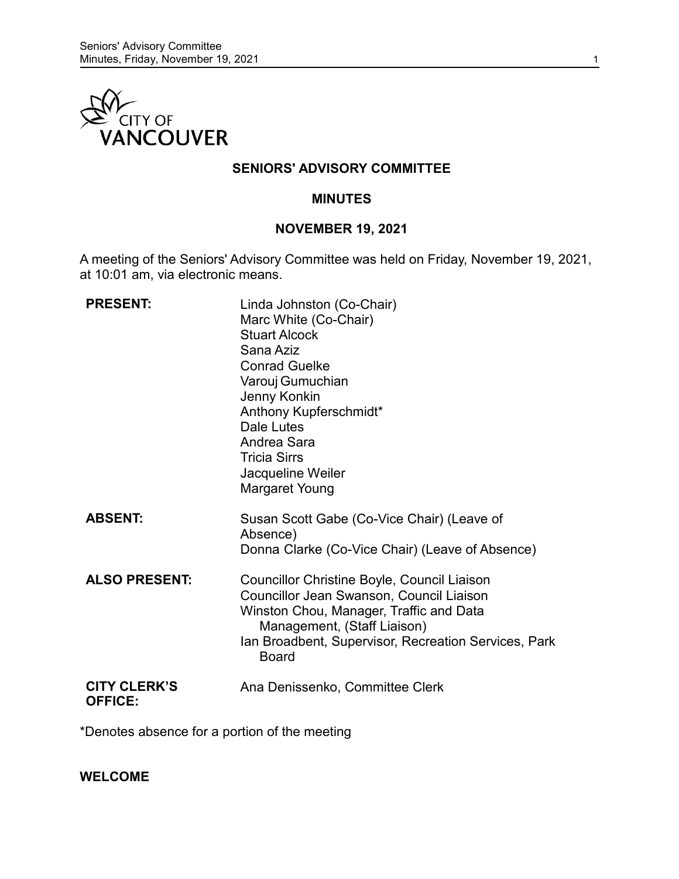# SENIORS' ADVISORY COMMITTEE

## MINUTES

## NOVEMBER 19, 2021

A meeting of the Seniors' Advisory Committee was held on Friday, November 19, 2021, at 10:01 am, via electronic means.

**PRESENT:**
Linda Johnston (Co-Chair)
Marc White (Co-Chair)
Stuart Alcock
Sana Aziz
Conrad Guelke
Varouj Gumuchian
Jenny Konkin
Anthony Kupferschmidt*
Dale Lutes
Andrea Sara
Tricia Sirrs
Jacqueline Weiler
Margaret Young

**ABSENT:**
Susan Scott Gabe (Co-Vice Chair) (Leave of Absence)
Donna Clarke (Co-Vice Chair) (Leave of Absence)

**ALSO PRESENT:**
Councillor Christine Boyle, Council Liaison
Councillor Jean Swanson, Council Liaison
Winston Chou, Manager, Traffic and Data Management, (Staff Liaison)
Ian Broadbent, Supervisor, Recreation Services, Park Board

**CITY CLERK'S OFFICE:**
Ana Denissenko, Committee Clerk

*Denotes absence for a portion of the meeting

**WELCOME**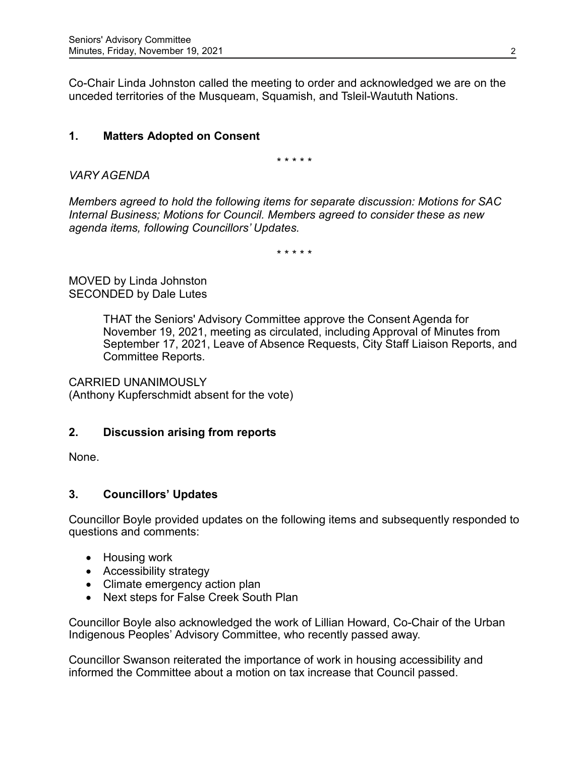Co-Chair Linda Johnston called the meeting to order and acknowledged we are on the unceded territories of the Musqueam, Squamish, and Tsleil-Waututh Nations.

## 1. Matters Adopted on Consent

\* \* \* \* \*

*VARY AGENDA*

*Members agreed to hold the following items for separate discussion: Motions for SAC Internal Business; Motions for Council. Members agreed to consider these as new agenda items, following Councillors' Updates.*

\* \* \* \* \*

MOVED by Linda Johnston
SECONDED by Dale Lutes

> THAT the Seniors' Advisory Committee approve the Consent Agenda for November 19, 2021, meeting as circulated, including Approval of Minutes from September 17, 2021, Leave of Absence Requests, City Staff Liaison Reports, and Committee Reports.

CARRIED UNANIMOUSLY
(Anthony Kupferschmidt absent for the vote)

## 2. Discussion arising from reports

None.

## 3. Councillors' Updates

Councillor Boyle provided updates on the following items and subsequently responded to questions and comments:

- Housing work
- Accessibility strategy
- Climate emergency action plan
- Next steps for False Creek South Plan

Councillor Boyle also acknowledged the work of Lillian Howard, Co-Chair of the Urban Indigenous Peoples' Advisory Committee, who recently passed away.

Councillor Swanson reiterated the importance of work in housing accessibility and informed the Committee about a motion on tax increase that Council passed.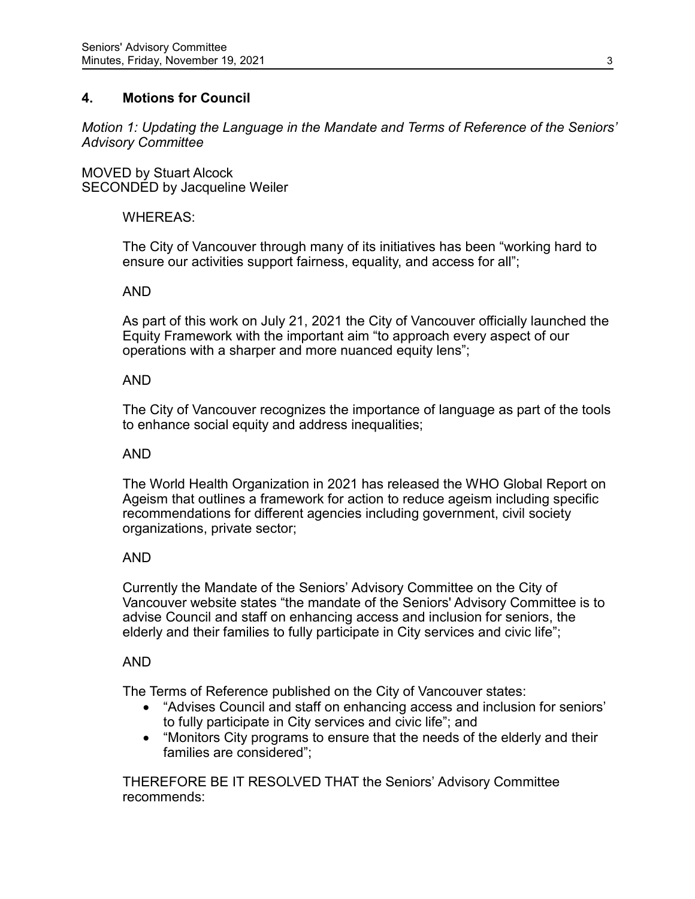## 4. Motions for Council

*Motion 1: Updating the Language in the Mandate and Terms of Reference of the Seniors' Advisory Committee*

MOVED by Stuart Alcock
SECONDED by Jacqueline Weiler

WHEREAS:

The City of Vancouver through many of its initiatives has been "working hard to ensure our activities support fairness, equality, and access for all";

AND

As part of this work on July 21, 2021 the City of Vancouver officially launched the Equity Framework with the important aim "to approach every aspect of our operations with a sharper and more nuanced equity lens";

AND

The City of Vancouver recognizes the importance of language as part of the tools to enhance social equity and address inequalities;

AND

The World Health Organization in 2021 has released the WHO Global Report on Ageism that outlines a framework for action to reduce ageism including specific recommendations for different agencies including government, civil society organizations, private sector;

AND

Currently the Mandate of the Seniors' Advisory Committee on the City of Vancouver website states "the mandate of the Seniors' Advisory Committee is to advise Council and staff on enhancing access and inclusion for seniors, the elderly and their families to fully participate in City services and civic life";

AND

The Terms of Reference published on the City of Vancouver states:

- "Advises Council and staff on enhancing access and inclusion for seniors' to fully participate in City services and civic life"; and
- "Monitors City programs to ensure that the needs of the elderly and their families are considered";

THEREFORE BE IT RESOLVED THAT the Seniors' Advisory Committee recommends: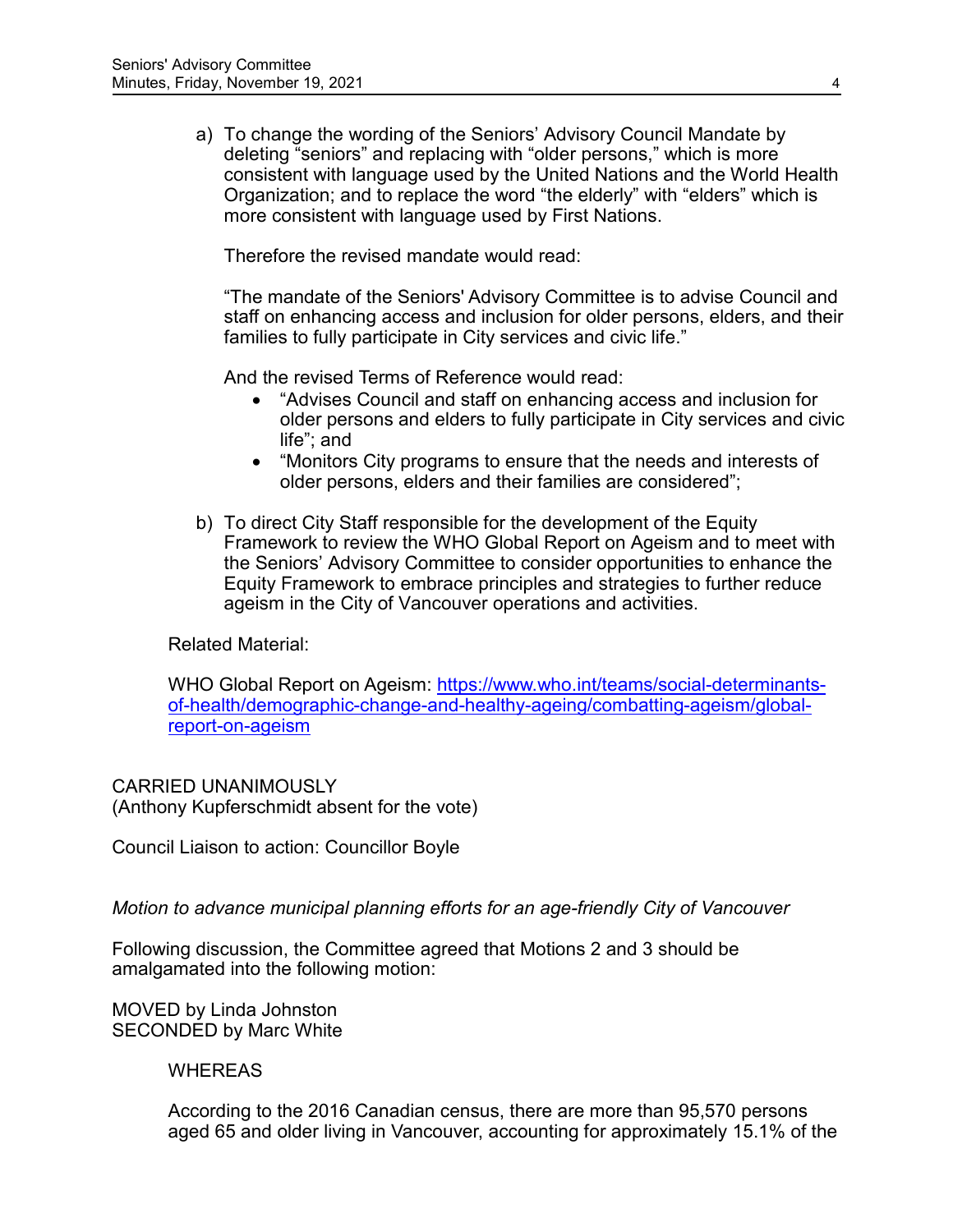a) To change the wording of the Seniors' Advisory Council Mandate by deleting "seniors" and replacing with "older persons," which is more consistent with language used by the United Nations and the World Health Organization; and to replace the word "the elderly" with "elders" which is more consistent with language used by First Nations.

   Therefore the revised mandate would read:

   "The mandate of the Seniors' Advisory Committee is to advise Council and staff on enhancing access and inclusion for older persons, elders, and their families to fully participate in City services and civic life."

   And the revised Terms of Reference would read:
   - "Advises Council and staff on enhancing access and inclusion for older persons and elders to fully participate in City services and civic life"; and
   - "Monitors City programs to ensure that the needs and interests of older persons, elders and their families are considered";

b) To direct City Staff responsible for the development of the Equity Framework to review the WHO Global Report on Ageism and to meet with the Seniors' Advisory Committee to consider opportunities to enhance the Equity Framework to embrace principles and strategies to further reduce ageism in the City of Vancouver operations and activities.

Related Material:

WHO Global Report on Ageism: [https://www.who.int/teams/social-determinants-of-health/demographic-change-and-healthy-ageing/combatting-ageism/global-report-on-ageism](https://www.who.int/teams/social-determinants-of-health/demographic-change-and-healthy-ageing/combatting-ageism/global-report-on-ageism)

CARRIED UNANIMOUSLY
(Anthony Kupferschmidt absent for the vote)

Council Liaison to action: Councillor Boyle

*Motion to advance municipal planning efforts for an age-friendly City of Vancouver*

Following discussion, the Committee agreed that Motions 2 and 3 should be amalgamated into the following motion:

MOVED by Linda Johnston
SECONDED by Marc White

WHEREAS

According to the 2016 Canadian census, there are more than 95,570 persons aged 65 and older living in Vancouver, accounting for approximately 15.1% of the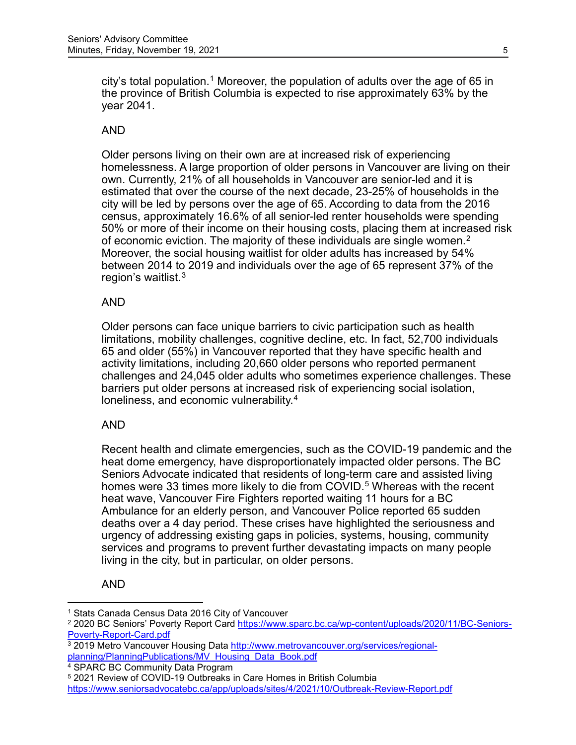city's total population.[1] Moreover, the population of adults over the age of 65 in the province of British Columbia is expected to rise approximately 63% by the year 2041.

AND

Older persons living on their own are at increased risk of experiencing homelessness. A large proportion of older persons in Vancouver are living on their own. Currently, 21% of all households in Vancouver are senior-led and it is estimated that over the course of the next decade, 23-25% of households in the city will be led by persons over the age of 65. According to data from the 2016 census, approximately 16.6% of all senior-led renter households were spending 50% or more of their income on their housing costs, placing them at increased risk of economic eviction. The majority of these individuals are single women.[2] Moreover, the social housing waitlist for older adults has increased by 54% between 2014 to 2019 and individuals over the age of 65 represent 37% of the region's waitlist.[3]

AND

Older persons can face unique barriers to civic participation such as health limitations, mobility challenges, cognitive decline, etc. In fact, 52,700 individuals 65 and older (55%) in Vancouver reported that they have specific health and activity limitations, including 20,660 older persons who reported permanent challenges and 24,045 older adults who sometimes experience challenges. These barriers put older persons at increased risk of experiencing social isolation, loneliness, and economic vulnerability.[4]

AND

Recent health and climate emergencies, such as the COVID-19 pandemic and the heat dome emergency, have disproportionately impacted older persons. The BC Seniors Advocate indicated that residents of long-term care and assisted living homes were 33 times more likely to die from COVID.[5] Whereas with the recent heat wave, Vancouver Fire Fighters reported waiting 11 hours for a BC Ambulance for an elderly person, and Vancouver Police reported 65 sudden deaths over a 4 day period. These crises have highlighted the seriousness and urgency of addressing existing gaps in policies, systems, housing, community services and programs to prevent further devastating impacts on many people living in the city, but in particular, on older persons.

AND

---

[1] Stats Canada Census Data 2016 City of Vancouver

[2] 2020 BC Seniors' Poverty Report Card https://www.sparc.bc.ca/wp-content/uploads/2020/11/BC-Seniors-Poverty-Report-Card.pdf

[3] 2019 Metro Vancouver Housing Data http://www.metrovancouver.org/services/regional-planning/PlanningPublications/MV_Housing_Data_Book.pdf

[4] SPARC BC Community Data Program

[5] 2021 Review of COVID-19 Outbreaks in Care Homes in British Columbia https://www.seniorsadvocatebc.ca/app/uploads/sites/4/2021/10/Outbreak-Review-Report.pdf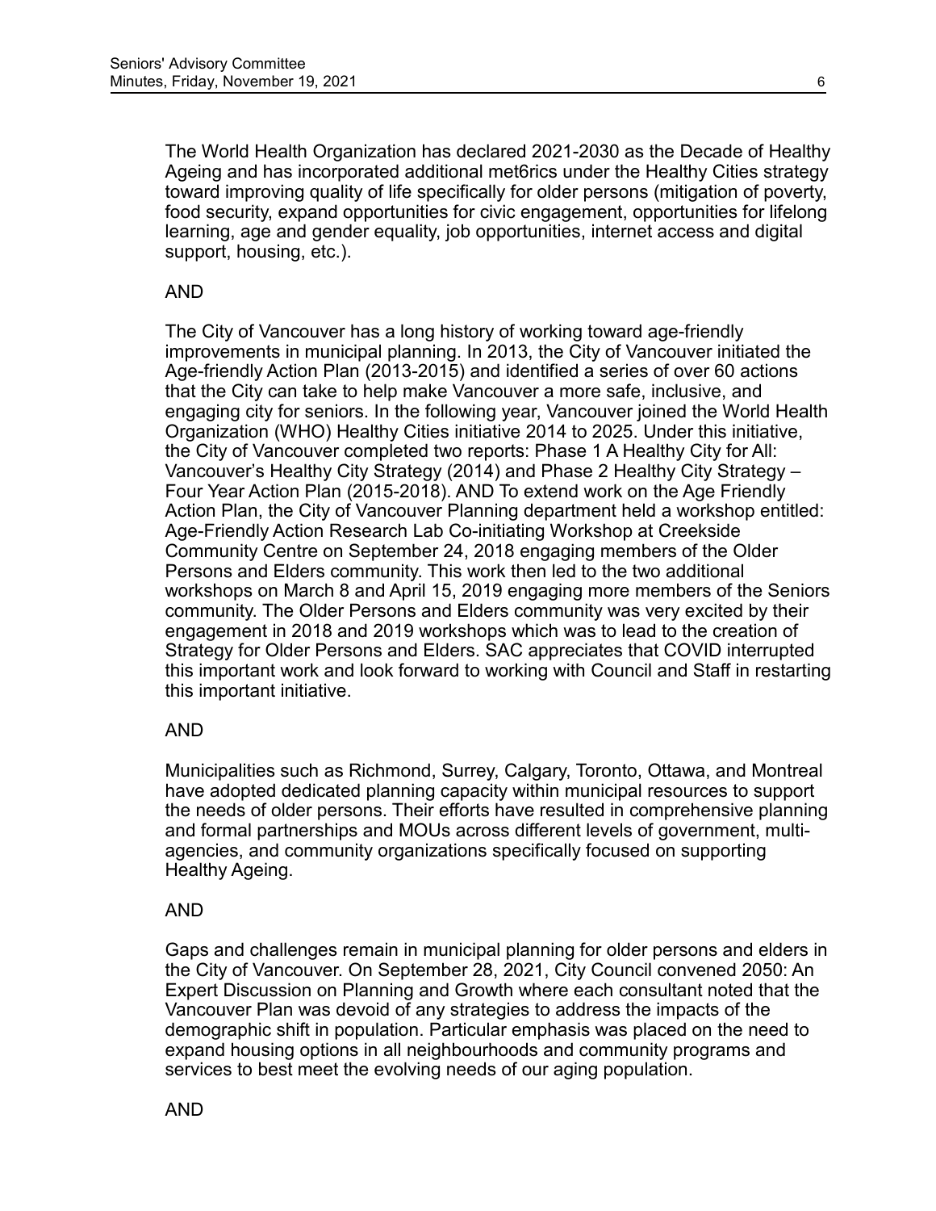The World Health Organization has declared 2021-2030 as the Decade of Healthy Ageing and has incorporated additional met6rics under the Healthy Cities strategy toward improving quality of life specifically for older persons (mitigation of poverty, food security, expand opportunities for civic engagement, opportunities for lifelong learning, age and gender equality, job opportunities, internet access and digital support, housing, etc.).

AND

The City of Vancouver has a long history of working toward age-friendly improvements in municipal planning. In 2013, the City of Vancouver initiated the Age-friendly Action Plan (2013-2015) and identified a series of over 60 actions that the City can take to help make Vancouver a more safe, inclusive, and engaging city for seniors. In the following year, Vancouver joined the World Health Organization (WHO) Healthy Cities initiative 2014 to 2025. Under this initiative, the City of Vancouver completed two reports: Phase 1 A Healthy City for All: Vancouver's Healthy City Strategy (2014) and Phase 2 Healthy City Strategy – Four Year Action Plan (2015-2018). AND To extend work on the Age Friendly Action Plan, the City of Vancouver Planning department held a workshop entitled: Age-Friendly Action Research Lab Co-initiating Workshop at Creekside Community Centre on September 24, 2018 engaging members of the Older Persons and Elders community. This work then led to the two additional workshops on March 8 and April 15, 2019 engaging more members of the Seniors community. The Older Persons and Elders community was very excited by their engagement in 2018 and 2019 workshops which was to lead to the creation of Strategy for Older Persons and Elders. SAC appreciates that COVID interrupted this important work and look forward to working with Council and Staff in restarting this important initiative.

AND

Municipalities such as Richmond, Surrey, Calgary, Toronto, Ottawa, and Montreal have adopted dedicated planning capacity within municipal resources to support the needs of older persons. Their efforts have resulted in comprehensive planning and formal partnerships and MOUs across different levels of government, multi-agencies, and community organizations specifically focused on supporting Healthy Ageing.

AND

Gaps and challenges remain in municipal planning for older persons and elders in the City of Vancouver. On September 28, 2021, City Council convened 2050: An Expert Discussion on Planning and Growth where each consultant noted that the Vancouver Plan was devoid of any strategies to address the impacts of the demographic shift in population. Particular emphasis was placed on the need to expand housing options in all neighbourhoods and community programs and services to best meet the evolving needs of our aging population.

AND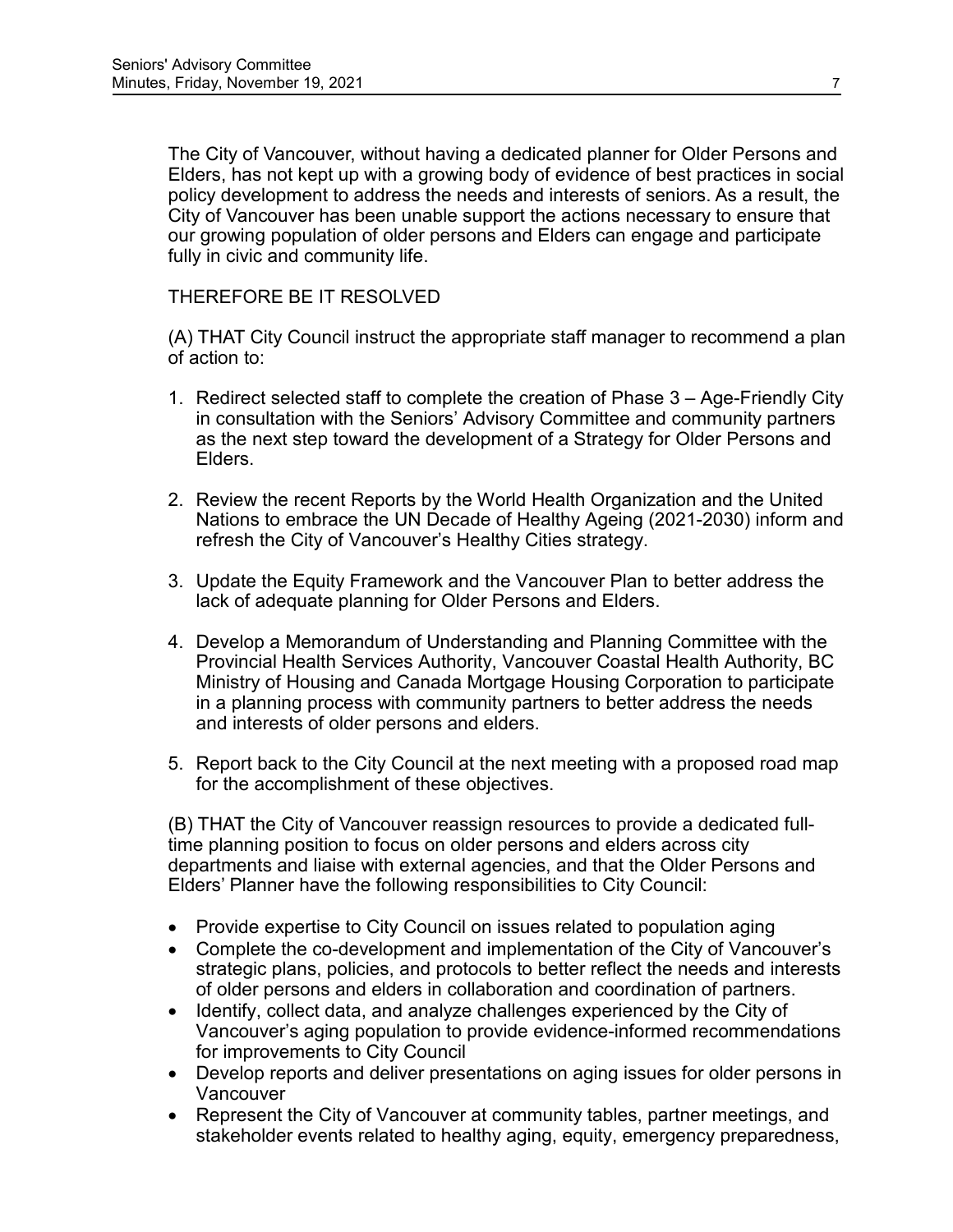The City of Vancouver, without having a dedicated planner for Older Persons and Elders, has not kept up with a growing body of evidence of best practices in social policy development to address the needs and interests of seniors. As a result, the City of Vancouver has been unable support the actions necessary to ensure that our growing population of older persons and Elders can engage and participate fully in civic and community life.

THEREFORE BE IT RESOLVED

(A) THAT City Council instruct the appropriate staff manager to recommend a plan of action to:

1. Redirect selected staff to complete the creation of Phase 3 – Age-Friendly City in consultation with the Seniors' Advisory Committee and community partners as the next step toward the development of a Strategy for Older Persons and Elders.
2. Review the recent Reports by the World Health Organization and the United Nations to embrace the UN Decade of Healthy Ageing (2021-2030) inform and refresh the City of Vancouver's Healthy Cities strategy.
3. Update the Equity Framework and the Vancouver Plan to better address the lack of adequate planning for Older Persons and Elders.
4. Develop a Memorandum of Understanding and Planning Committee with the Provincial Health Services Authority, Vancouver Coastal Health Authority, BC Ministry of Housing and Canada Mortgage Housing Corporation to participate in a planning process with community partners to better address the needs and interests of older persons and elders.
5. Report back to the City Council at the next meeting with a proposed road map for the accomplishment of these objectives.

(B) THAT the City of Vancouver reassign resources to provide a dedicated full-time planning position to focus on older persons and elders across city departments and liaise with external agencies, and that the Older Persons and Elders' Planner have the following responsibilities to City Council:

- Provide expertise to City Council on issues related to population aging
- Complete the co-development and implementation of the City of Vancouver's strategic plans, policies, and protocols to better reflect the needs and interests of older persons and elders in collaboration and coordination of partners.
- Identify, collect data, and analyze challenges experienced by the City of Vancouver's aging population to provide evidence-informed recommendations for improvements to City Council
- Develop reports and deliver presentations on aging issues for older persons in Vancouver
- Represent the City of Vancouver at community tables, partner meetings, and stakeholder events related to healthy aging, equity, emergency preparedness,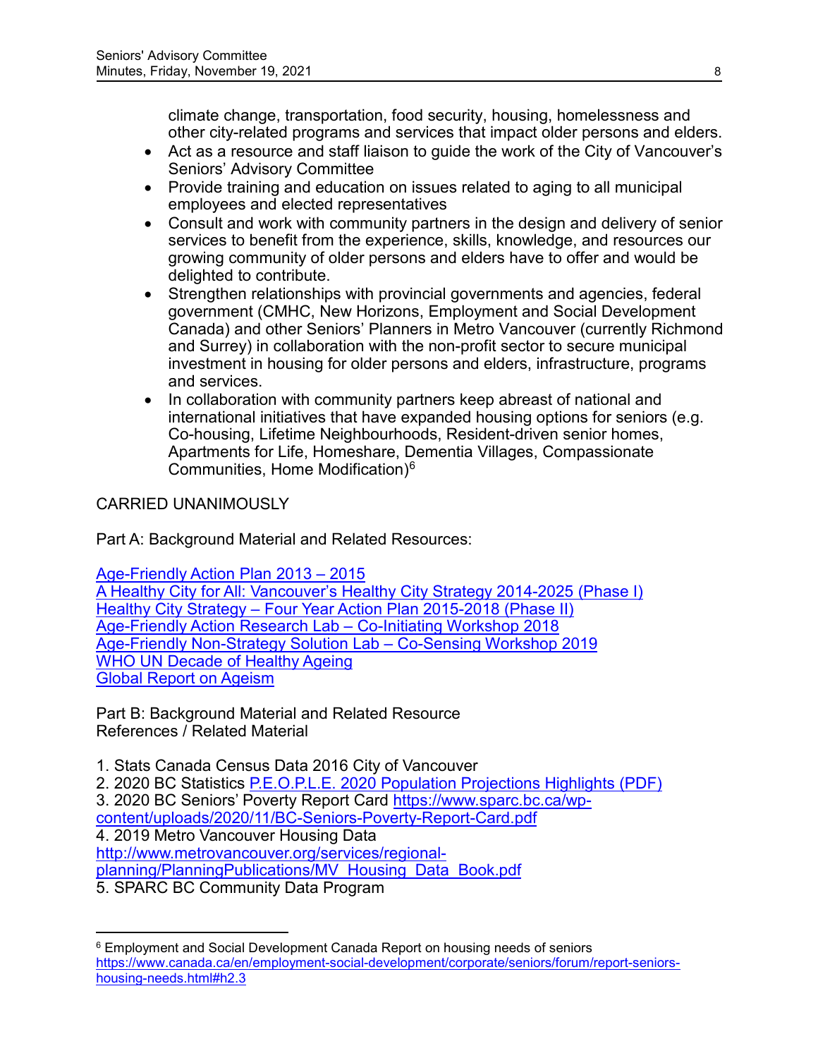climate change, transportation, food security, housing, homelessness and other city-related programs and services that impact older persons and elders.

- Act as a resource and staff liaison to guide the work of the City of Vancouver's Seniors' Advisory Committee
- Provide training and education on issues related to aging to all municipal employees and elected representatives
- Consult and work with community partners in the design and delivery of senior services to benefit from the experience, skills, knowledge, and resources our growing community of older persons and elders have to offer and would be delighted to contribute.
- Strengthen relationships with provincial governments and agencies, federal government (CMHC, New Horizons, Employment and Social Development Canada) and other Seniors' Planners in Metro Vancouver (currently Richmond and Surrey) in collaboration with the non-profit sector to secure municipal investment in housing for older persons and elders, infrastructure, programs and services.
- In collaboration with community partners keep abreast of national and international initiatives that have expanded housing options for seniors (e.g. Co-housing, Lifetime Neighbourhoods, Resident-driven senior homes, Apartments for Life, Homeshare, Dementia Villages, Compassionate Communities, Home Modification)[6]

CARRIED UNANIMOUSLY

Part A: Background Material and Related Resources:

Age-Friendly Action Plan 2013 – 2015
A Healthy City for All: Vancouver's Healthy City Strategy 2014-2025 (Phase I)
Healthy City Strategy – Four Year Action Plan 2015-2018 (Phase II)
Age-Friendly Action Research Lab – Co-Initiating Workshop 2018
Age-Friendly Non-Strategy Solution Lab – Co-Sensing Workshop 2019
WHO UN Decade of Healthy Ageing
Global Report on Ageism

Part B: Background Material and Related Resource
References / Related Material

1. Stats Canada Census Data 2016 City of Vancouver
2. 2020 BC Statistics P.E.O.P.L.E. 2020 Population Projections Highlights (PDF)
3. 2020 BC Seniors' Poverty Report Card https://www.sparc.bc.ca/wp-content/uploads/2020/11/BC-Seniors-Poverty-Report-Card.pdf
4. 2019 Metro Vancouver Housing Data http://www.metrovancouver.org/services/regional-planning/PlanningPublications/MV_Housing_Data_Book.pdf
5. SPARC BC Community Data Program

[6] Employment and Social Development Canada Report on housing needs of seniors https://www.canada.ca/en/employment-social-development/corporate/seniors/forum/report-seniors-housing-needs.html#h2.3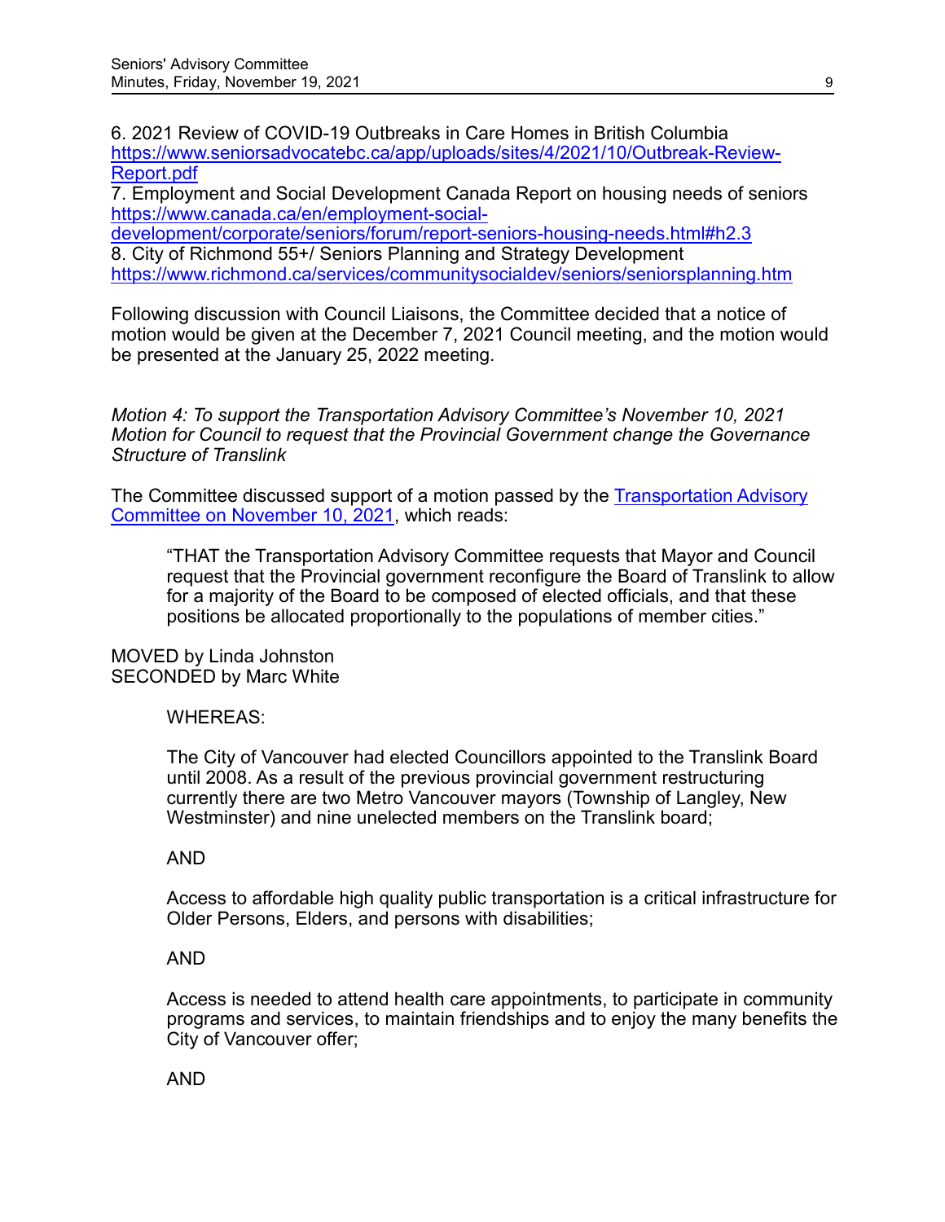6. 2021 Review of COVID-19 Outbreaks in Care Homes in British Columbia
https://www.seniorsadvocatebc.ca/app/uploads/sites/4/2021/10/Outbreak-Review-Report.pdf
7. Employment and Social Development Canada Report on housing needs of seniors
https://www.canada.ca/en/employment-social-development/corporate/seniors/forum/report-seniors-housing-needs.html#h2.3
8. City of Richmond 55+/ Seniors Planning and Strategy Development
https://www.richmond.ca/services/communitysocialdev/seniors/seniorsplanning.htm

Following discussion with Council Liaisons, the Committee decided that a notice of motion would be given at the December 7, 2021 Council meeting, and the motion would be presented at the January 25, 2022 meeting.

*Motion 4: To support the Transportation Advisory Committee's November 10, 2021 Motion for Council to request that the Provincial Government change the Governance Structure of Translink*

The Committee discussed support of a motion passed by the Transportation Advisory Committee on November 10, 2021, which reads:

> "THAT the Transportation Advisory Committee requests that Mayor and Council request that the Provincial government reconfigure the Board of Translink to allow for a majority of the Board to be composed of elected officials, and that these positions be allocated proportionally to the populations of member cities."

MOVED by Linda Johnston
SECONDED by Marc White

> WHEREAS:
>
> The City of Vancouver had elected Councillors appointed to the Translink Board until 2008. As a result of the previous provincial government restructuring currently there are two Metro Vancouver mayors (Township of Langley, New Westminster) and nine unelected members on the Translink board;
>
> AND
>
> Access to affordable high quality public transportation is a critical infrastructure for Older Persons, Elders, and persons with disabilities;
>
> AND
>
> Access is needed to attend health care appointments, to participate in community programs and services, to maintain friendships and to enjoy the many benefits the City of Vancouver offer;
>
> AND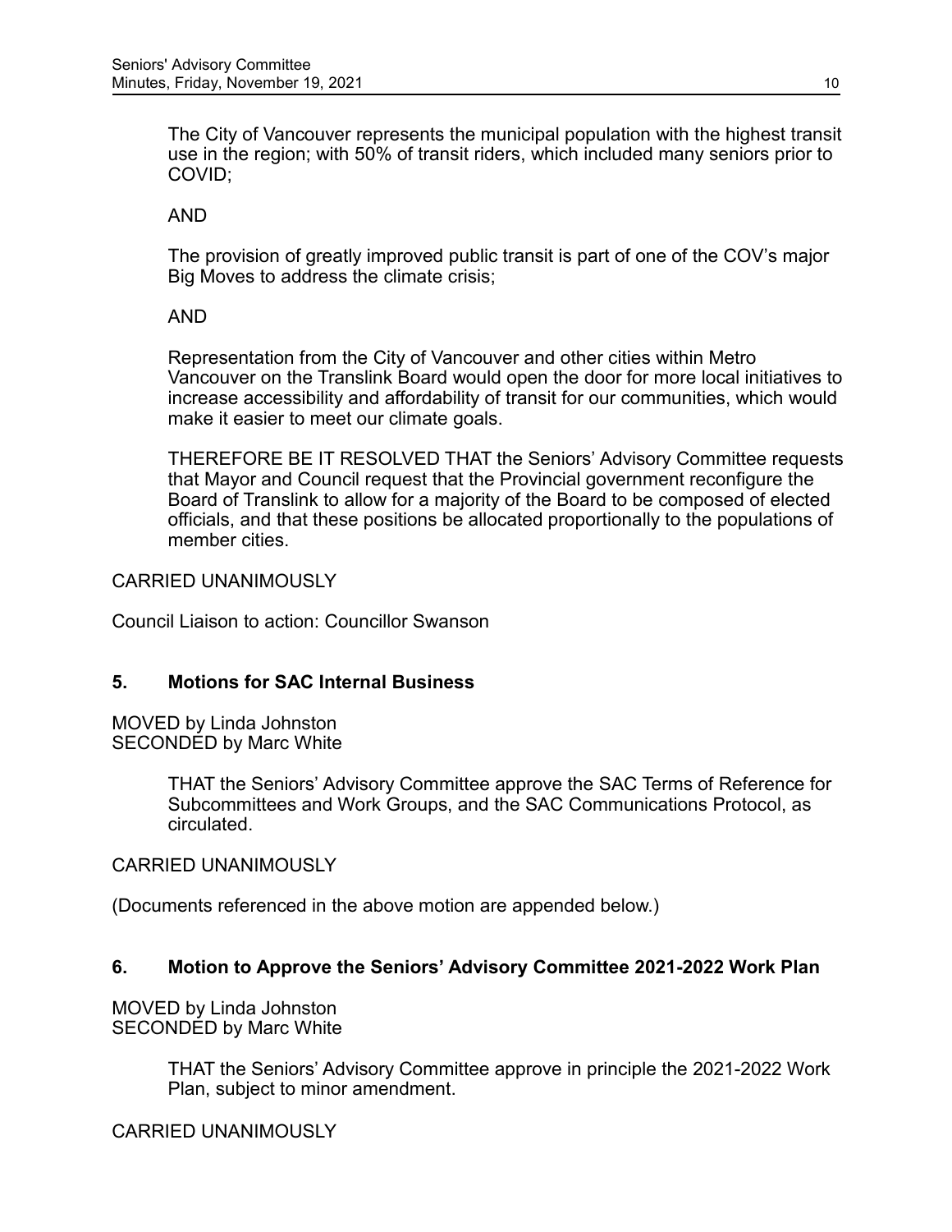The City of Vancouver represents the municipal population with the highest transit use in the region; with 50% of transit riders, which included many seniors prior to COVID;

AND

The provision of greatly improved public transit is part of one of the COV's major Big Moves to address the climate crisis;

AND

Representation from the City of Vancouver and other cities within Metro Vancouver on the Translink Board would open the door for more local initiatives to increase accessibility and affordability of transit for our communities, which would make it easier to meet our climate goals.

THEREFORE BE IT RESOLVED THAT the Seniors' Advisory Committee requests that Mayor and Council request that the Provincial government reconfigure the Board of Translink to allow for a majority of the Board to be composed of elected officials, and that these positions be allocated proportionally to the populations of member cities.

CARRIED UNANIMOUSLY

Council Liaison to action: Councillor Swanson

## 5. Motions for SAC Internal Business

MOVED by Linda Johnston
SECONDED by Marc White

> THAT the Seniors' Advisory Committee approve the SAC Terms of Reference for Subcommittees and Work Groups, and the SAC Communications Protocol, as circulated.

CARRIED UNANIMOUSLY

(Documents referenced in the above motion are appended below.)

## 6. Motion to Approve the Seniors' Advisory Committee 2021-2022 Work Plan

MOVED by Linda Johnston
SECONDED by Marc White

> THAT the Seniors' Advisory Committee approve in principle the 2021-2022 Work Plan, subject to minor amendment.

CARRIED UNANIMOUSLY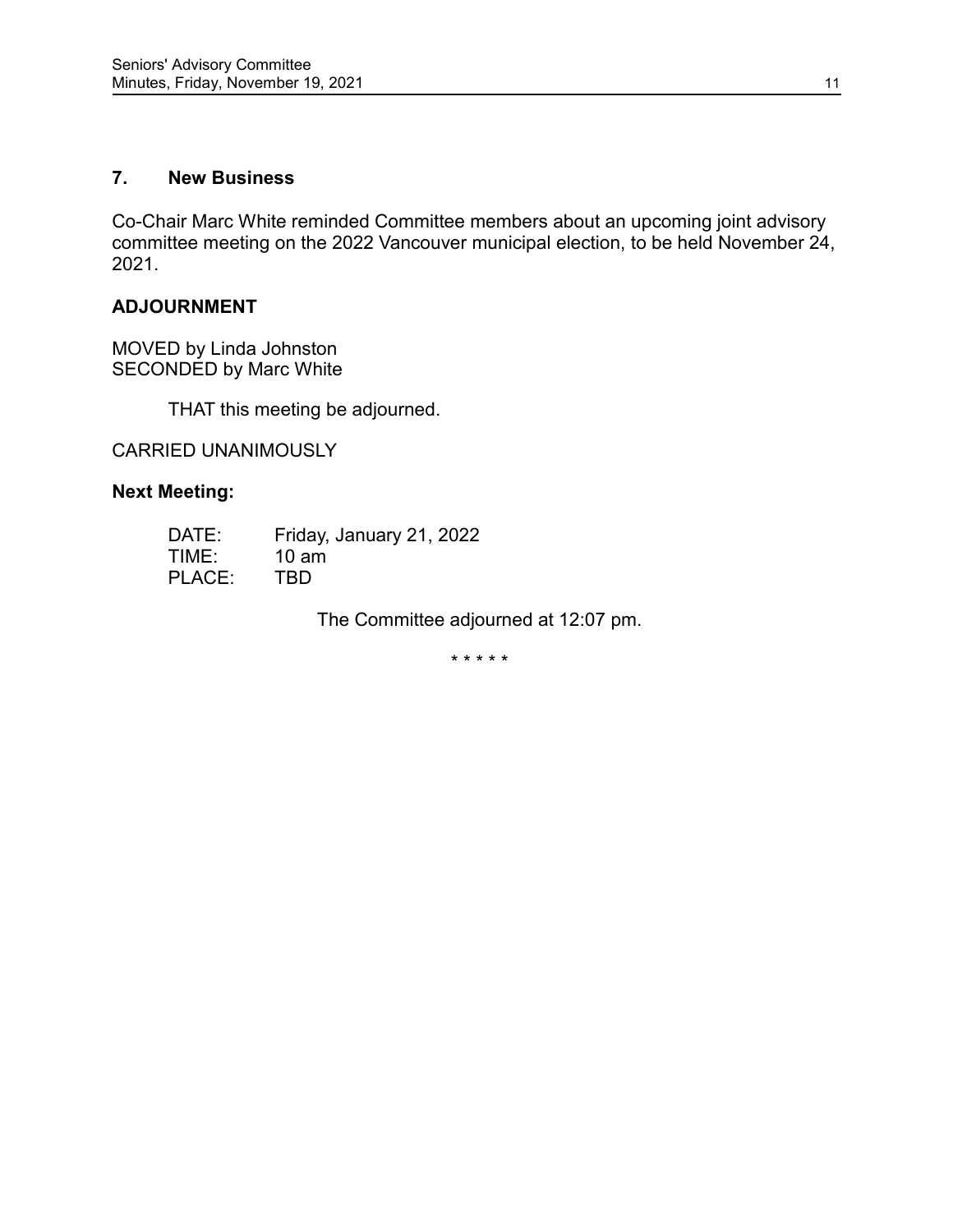### 7. New Business

Co-Chair Marc White reminded Committee members about an upcoming joint advisory committee meeting on the 2022 Vancouver municipal election, to be held November 24, 2021.

### ADJOURNMENT

MOVED by Linda Johnston
SECONDED by Marc White

THAT this meeting be adjourned.

CARRIED UNANIMOUSLY

**Next Meeting:**

DATE: Friday, January 21, 2022
TIME: 10 am
PLACE: TBD

The Committee adjourned at 12:07 pm.

\* \* \* \* \*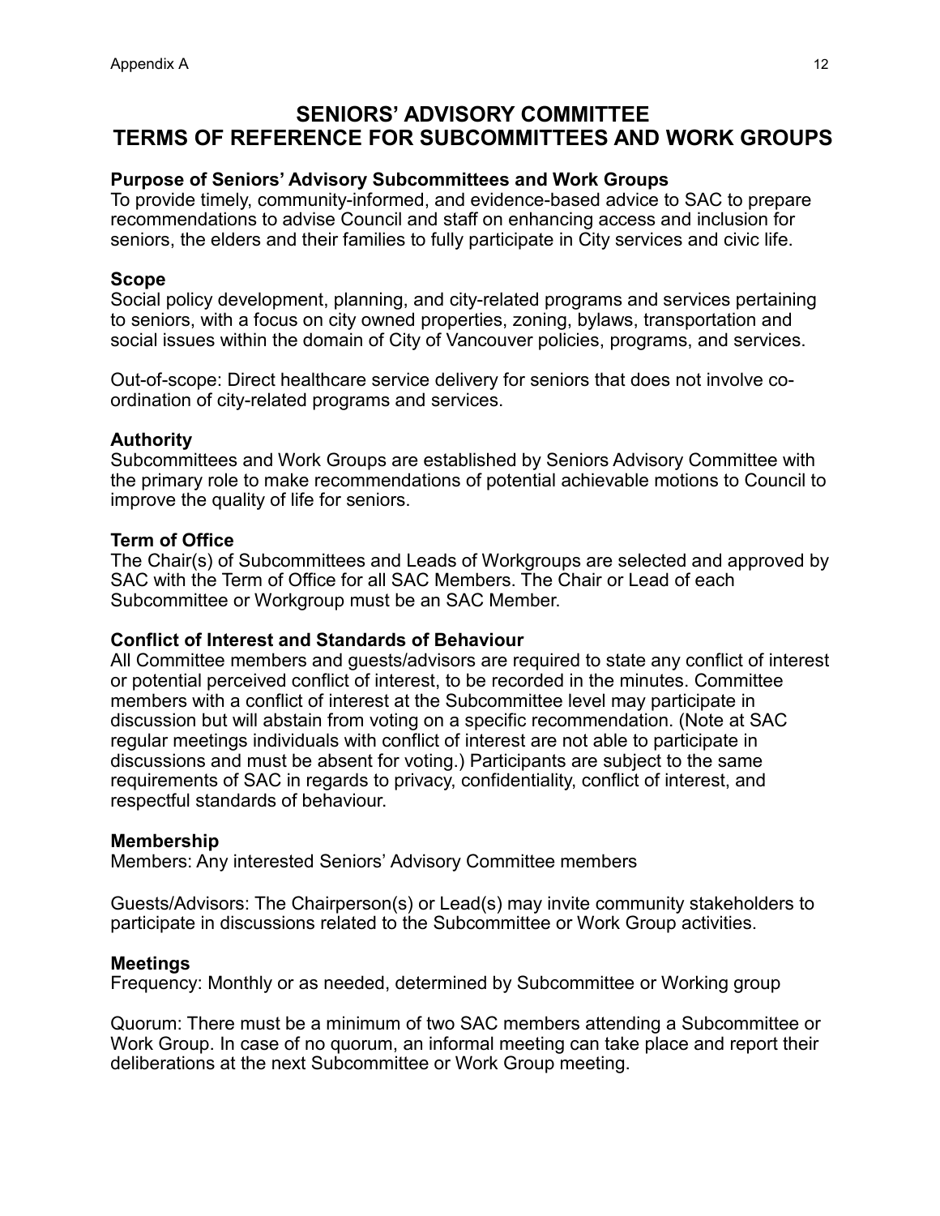# SENIORS' ADVISORY COMMITTEE
# TERMS OF REFERENCE FOR SUBCOMMITTEES AND WORK GROUPS

**Purpose of Seniors' Advisory Subcommittees and Work Groups**
To provide timely, community-informed, and evidence-based advice to SAC to prepare recommendations to advise Council and staff on enhancing access and inclusion for seniors, the elders and their families to fully participate in City services and civic life.

**Scope**
Social policy development, planning, and city-related programs and services pertaining to seniors, with a focus on city owned properties, zoning, bylaws, transportation and social issues within the domain of City of Vancouver policies, programs, and services.

Out-of-scope: Direct healthcare service delivery for seniors that does not involve co-ordination of city-related programs and services.

**Authority**
Subcommittees and Work Groups are established by Seniors Advisory Committee with the primary role to make recommendations of potential achievable motions to Council to improve the quality of life for seniors.

**Term of Office**
The Chair(s) of Subcommittees and Leads of Workgroups are selected and approved by SAC with the Term of Office for all SAC Members. The Chair or Lead of each Subcommittee or Workgroup must be an SAC Member.

**Conflict of Interest and Standards of Behaviour**
All Committee members and guests/advisors are required to state any conflict of interest or potential perceived conflict of interest, to be recorded in the minutes. Committee members with a conflict of interest at the Subcommittee level may participate in discussion but will abstain from voting on a specific recommendation. (Note at SAC regular meetings individuals with conflict of interest are not able to participate in discussions and must be absent for voting.) Participants are subject to the same requirements of SAC in regards to privacy, confidentiality, conflict of interest, and respectful standards of behaviour.

**Membership**
Members: Any interested Seniors' Advisory Committee members

Guests/Advisors: The Chairperson(s) or Lead(s) may invite community stakeholders to participate in discussions related to the Subcommittee or Work Group activities.

**Meetings**
Frequency: Monthly or as needed, determined by Subcommittee or Working group

Quorum: There must be a minimum of two SAC members attending a Subcommittee or Work Group. In case of no quorum, an informal meeting can take place and report their deliberations at the next Subcommittee or Work Group meeting.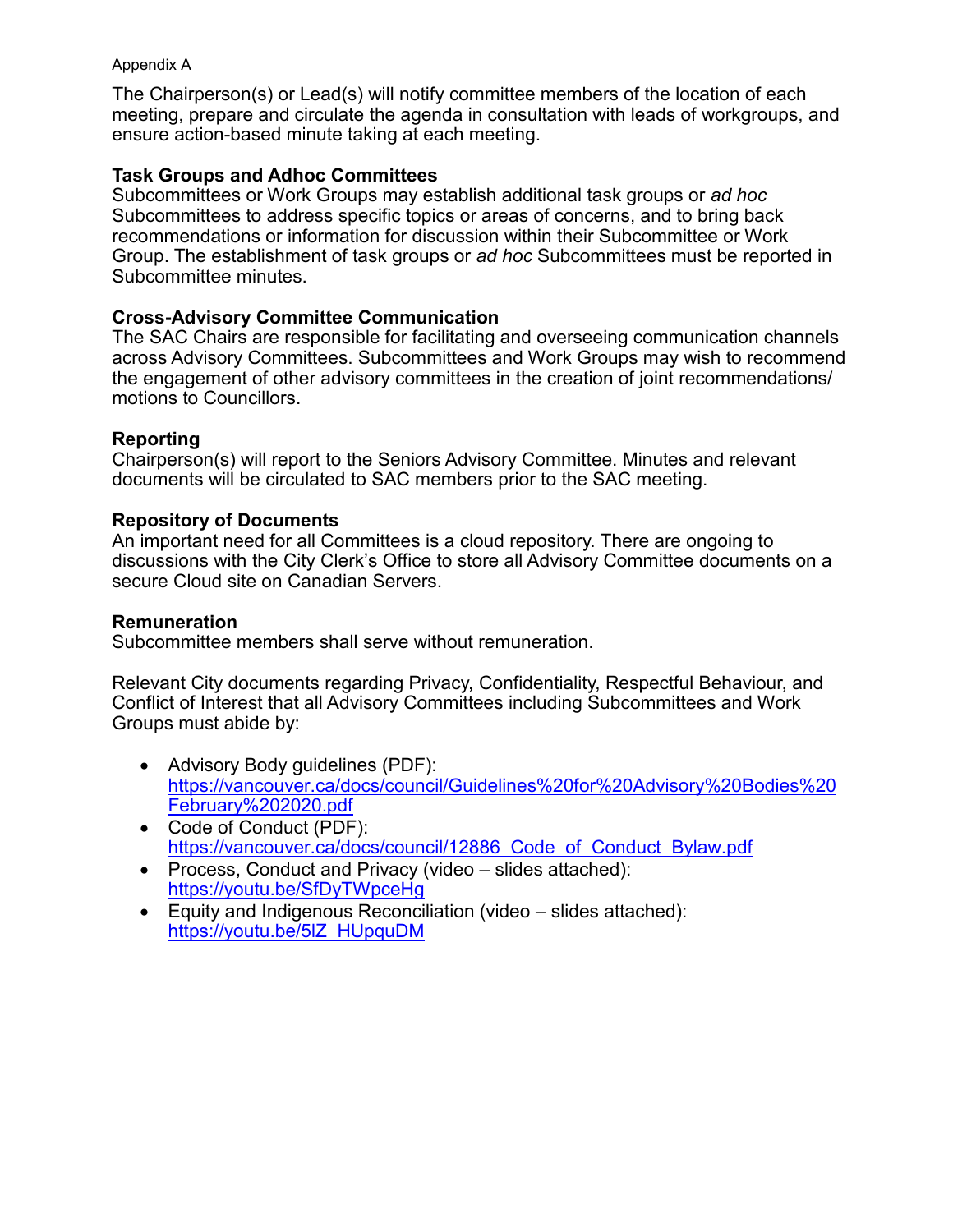Appendix A

The Chairperson(s) or Lead(s) will notify committee members of the location of each meeting, prepare and circulate the agenda in consultation with leads of workgroups, and ensure action-based minute taking at each meeting.

**Task Groups and Adhoc Committees**
Subcommittees or Work Groups may establish additional task groups or *ad hoc* Subcommittees to address specific topics or areas of concerns, and to bring back recommendations or information for discussion within their Subcommittee or Work Group. The establishment of task groups or *ad hoc* Subcommittees must be reported in Subcommittee minutes.

**Cross-Advisory Committee Communication**
The SAC Chairs are responsible for facilitating and overseeing communication channels across Advisory Committees. Subcommittees and Work Groups may wish to recommend the engagement of other advisory committees in the creation of joint recommendations/ motions to Councillors.

**Reporting**
Chairperson(s) will report to the Seniors Advisory Committee. Minutes and relevant documents will be circulated to SAC members prior to the SAC meeting.

**Repository of Documents**
An important need for all Committees is a cloud repository. There are ongoing to discussions with the City Clerk's Office to store all Advisory Committee documents on a secure Cloud site on Canadian Servers.

**Remuneration**
Subcommittee members shall serve without remuneration.

Relevant City documents regarding Privacy, Confidentiality, Respectful Behaviour, and Conflict of Interest that all Advisory Committees including Subcommittees and Work Groups must abide by:

- Advisory Body guidelines (PDF): https://vancouver.ca/docs/council/Guidelines%20for%20Advisory%20Bodies%20February%202020.pdf
- Code of Conduct (PDF): https://vancouver.ca/docs/council/12886_Code_of_Conduct_Bylaw.pdf
- Process, Conduct and Privacy (video – slides attached): https://youtu.be/SfDyTWpceHg
- Equity and Indigenous Reconciliation (video – slides attached): https://youtu.be/5lZ_HUpquDM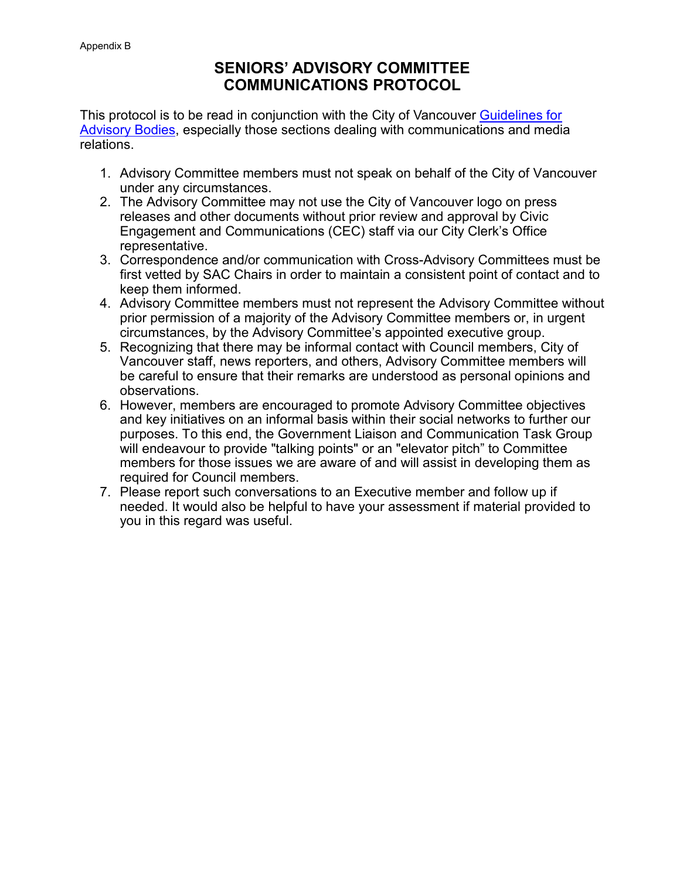Appendix B

# SENIORS' ADVISORY COMMITTEE COMMUNICATIONS PROTOCOL

This protocol is to be read in conjunction with the City of Vancouver Guidelines for Advisory Bodies, especially those sections dealing with communications and media relations.

1. Advisory Committee members must not speak on behalf of the City of Vancouver under any circumstances.
2. The Advisory Committee may not use the City of Vancouver logo on press releases and other documents without prior review and approval by Civic Engagement and Communications (CEC) staff via our City Clerk's Office representative.
3. Correspondence and/or communication with Cross-Advisory Committees must be first vetted by SAC Chairs in order to maintain a consistent point of contact and to keep them informed.
4. Advisory Committee members must not represent the Advisory Committee without prior permission of a majority of the Advisory Committee members or, in urgent circumstances, by the Advisory Committee's appointed executive group.
5. Recognizing that there may be informal contact with Council members, City of Vancouver staff, news reporters, and others, Advisory Committee members will be careful to ensure that their remarks are understood as personal opinions and observations.
6. However, members are encouraged to promote Advisory Committee objectives and key initiatives on an informal basis within their social networks to further our purposes. To this end, the Government Liaison and Communication Task Group will endeavour to provide "talking points" or an "elevator pitch" to Committee members for those issues we are aware of and will assist in developing them as required for Council members.
7. Please report such conversations to an Executive member and follow up if needed. It would also be helpful to have your assessment if material provided to you in this regard was useful.